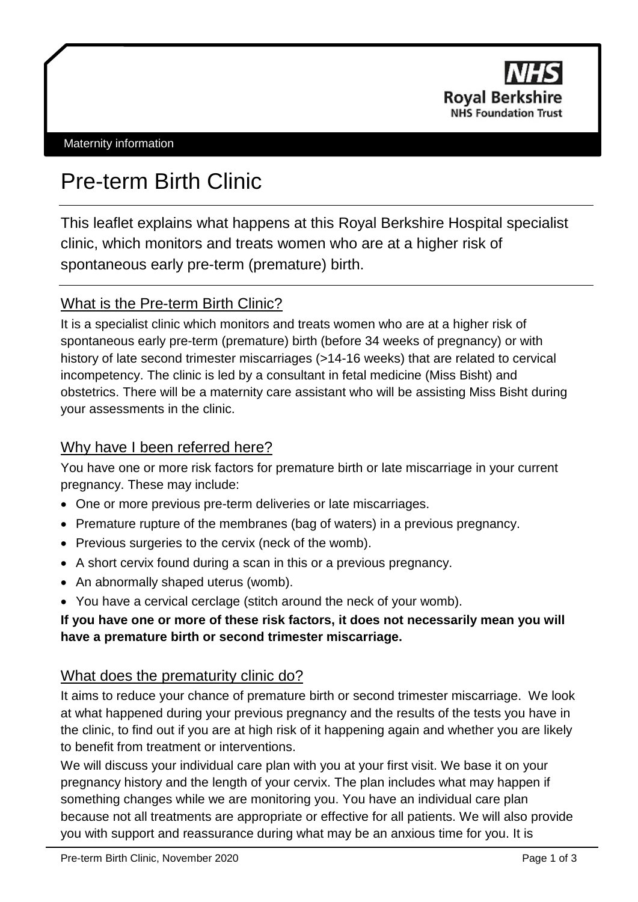NHS
Royal Berkshire
NHS Foundation Trust

Maternity information

# Pre-term Birth Clinic

This leaflet explains what happens at this Royal Berkshire Hospital specialist clinic, which monitors and treats women who are at a higher risk of spontaneous early pre-term (premature) birth.

## What is the Pre-term Birth Clinic?

It is a specialist clinic which monitors and treats women who are at a higher risk of spontaneous early pre-term (premature) birth (before 34 weeks of pregnancy) or with history of late second trimester miscarriages (>14-16 weeks) that are related to cervical incompetency. The clinic is led by a consultant in fetal medicine (Miss Bisht) and obstetrics. There will be a maternity care assistant who will be assisting Miss Bisht during your assessments in the clinic.

## Why have I been referred here?

You have one or more risk factors for premature birth or late miscarriage in your current pregnancy. These may include:

- One or more previous pre-term deliveries or late miscarriages.
- Premature rupture of the membranes (bag of waters) in a previous pregnancy.
- Previous surgeries to the cervix (neck of the womb).
- A short cervix found during a scan in this or a previous pregnancy.
- An abnormally shaped uterus (womb).
- You have a cervical cerclage (stitch around the neck of your womb).

**If you have one or more of these risk factors, it does not necessarily mean you will have a premature birth or second trimester miscarriage.**

## What does the prematurity clinic do?

It aims to reduce your chance of premature birth or second trimester miscarriage. We look at what happened during your previous pregnancy and the results of the tests you have in the clinic, to find out if you are at high risk of it happening again and whether you are likely to benefit from treatment or interventions.

We will discuss your individual care plan with you at your first visit. We base it on your pregnancy history and the length of your cervix. The plan includes what may happen if something changes while we are monitoring you. You have an individual care plan because not all treatments are appropriate or effective for all patients. We will also provide you with support and reassurance during what may be an anxious time for you. It is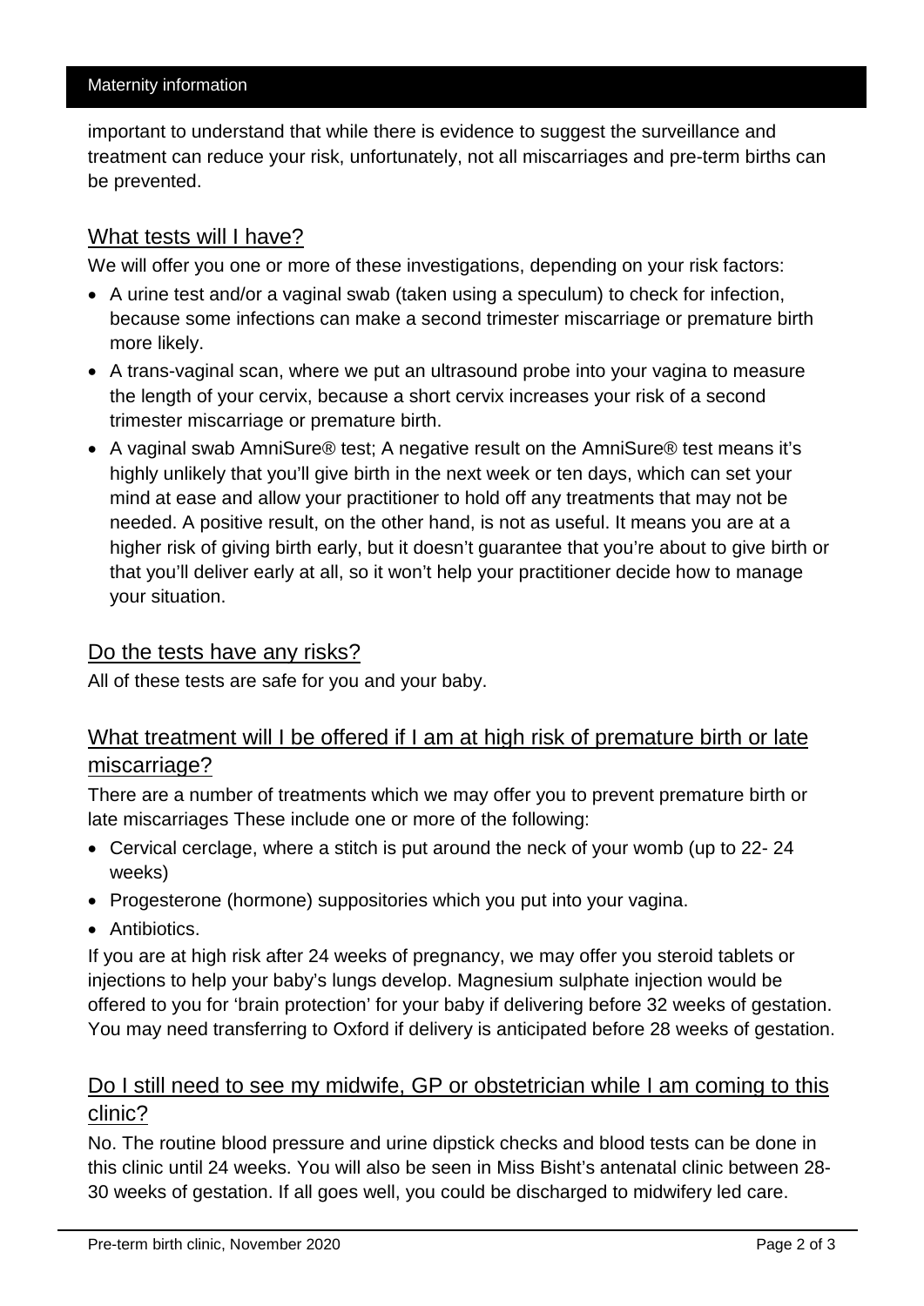important to understand that while there is evidence to suggest the surveillance and treatment can reduce your risk, unfortunately, not all miscarriages and pre-term births can be prevented.

## What tests will I have?

We will offer you one or more of these investigations, depending on your risk factors:

- A urine test and/or a vaginal swab (taken using a speculum) to check for infection, because some infections can make a second trimester miscarriage or premature birth more likely.
- A trans-vaginal scan, where we put an ultrasound probe into your vagina to measure the length of your cervix, because a short cervix increases your risk of a second trimester miscarriage or premature birth.
- A vaginal swab AmniSure® test; A negative result on the AmniSure® test means it's highly unlikely that you'll give birth in the next week or ten days, which can set your mind at ease and allow your practitioner to hold off any treatments that may not be needed. A positive result, on the other hand, is not as useful. It means you are at a higher risk of giving birth early, but it doesn't guarantee that you're about to give birth or that you'll deliver early at all, so it won't help your practitioner decide how to manage your situation.

## Do the tests have any risks?

All of these tests are safe for you and your baby.

## What treatment will I be offered if I am at high risk of premature birth or late miscarriage?

There are a number of treatments which we may offer you to prevent premature birth or late miscarriages These include one or more of the following:

- Cervical cerclage, where a stitch is put around the neck of your womb (up to 22- 24 weeks)
- Progesterone (hormone) suppositories which you put into your vagina.
- Antibiotics.

If you are at high risk after 24 weeks of pregnancy, we may offer you steroid tablets or injections to help your baby's lungs develop. Magnesium sulphate injection would be offered to you for 'brain protection' for your baby if delivering before 32 weeks of gestation. You may need transferring to Oxford if delivery is anticipated before 28 weeks of gestation.

## Do I still need to see my midwife, GP or obstetrician while I am coming to this clinic?

No. The routine blood pressure and urine dipstick checks and blood tests can be done in this clinic until 24 weeks. You will also be seen in Miss Bisht's antenatal clinic between 28-30 weeks of gestation. If all goes well, you could be discharged to midwifery led care.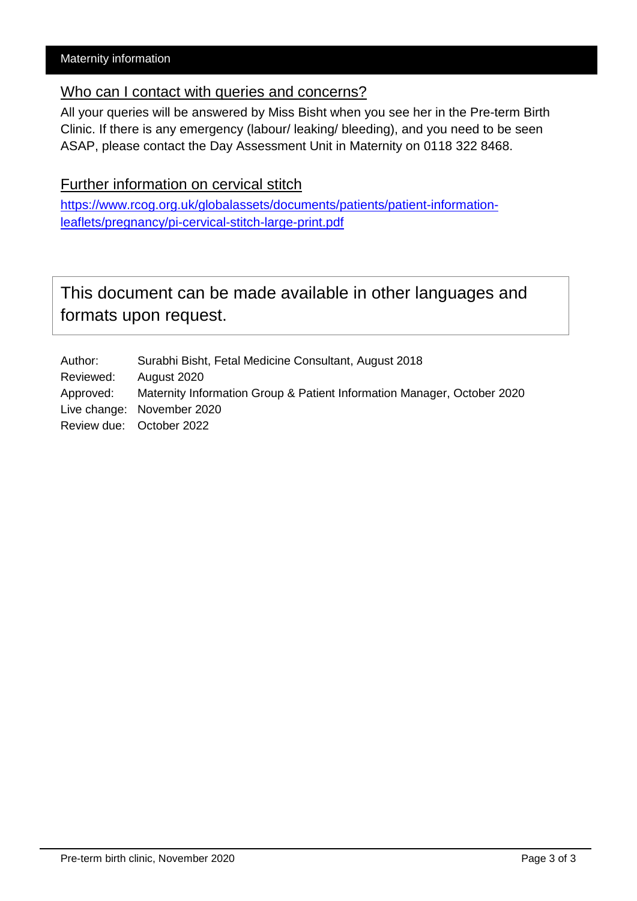## Who can I contact with queries and concerns?

All your queries will be answered by Miss Bisht when you see her in the Pre-term Birth Clinic. If there is any emergency (labour/ leaking/ bleeding), and you need to be seen ASAP, please contact the Day Assessment Unit in Maternity on 0118 322 8468.

## Further information on cervical stitch

https://www.rcog.org.uk/globalassets/documents/patients/patient-information-leaflets/pregnancy/pi-cervical-stitch-large-print.pdf

This document can be made available in other languages and formats upon request.

Author: Surabhi Bisht, Fetal Medicine Consultant, August 2018
Reviewed: August 2020
Approved: Maternity Information Group & Patient Information Manager, October 2020
Live change: November 2020
Review due: October 2022